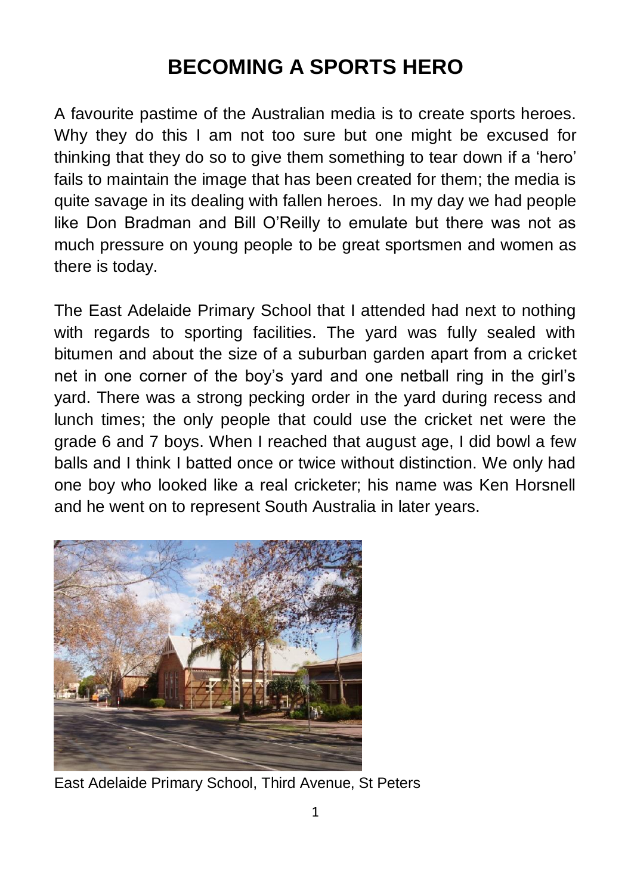# BECOMING A SPORTS HERO

A favourite pastime of the Australian media is to create sports heroes. Why they do this I am not too sure but one might be excused for thinking that they do so to give them something to tear down if a 'hero' fails to maintain the image that has been created for them; the media is quite savage in its dealing with fallen heroes. In my day we had people like Don Bradman and Bill O'Reilly to emulate but there was not as much pressure on young people to be great sportsmen and women as there is today.

The East Adelaide Primary School that I attended had next to nothing with regards to sporting facilities. The yard was fully sealed with bitumen and about the size of a suburban garden apart from a cricket net in one corner of the boy's yard and one netball ring in the girl's yard. There was a strong pecking order in the yard during recess and lunch times; the only people that could use the cricket net were the grade 6 and 7 boys. When I reached that august age, I did bowl a few balls and I think I batted once or twice without distinction. We only had one boy who looked like a real cricketer; his name was Ken Horsnell and he went on to represent South Australia in later years.

East Adelaide Primary School, Third Avenue, St Peters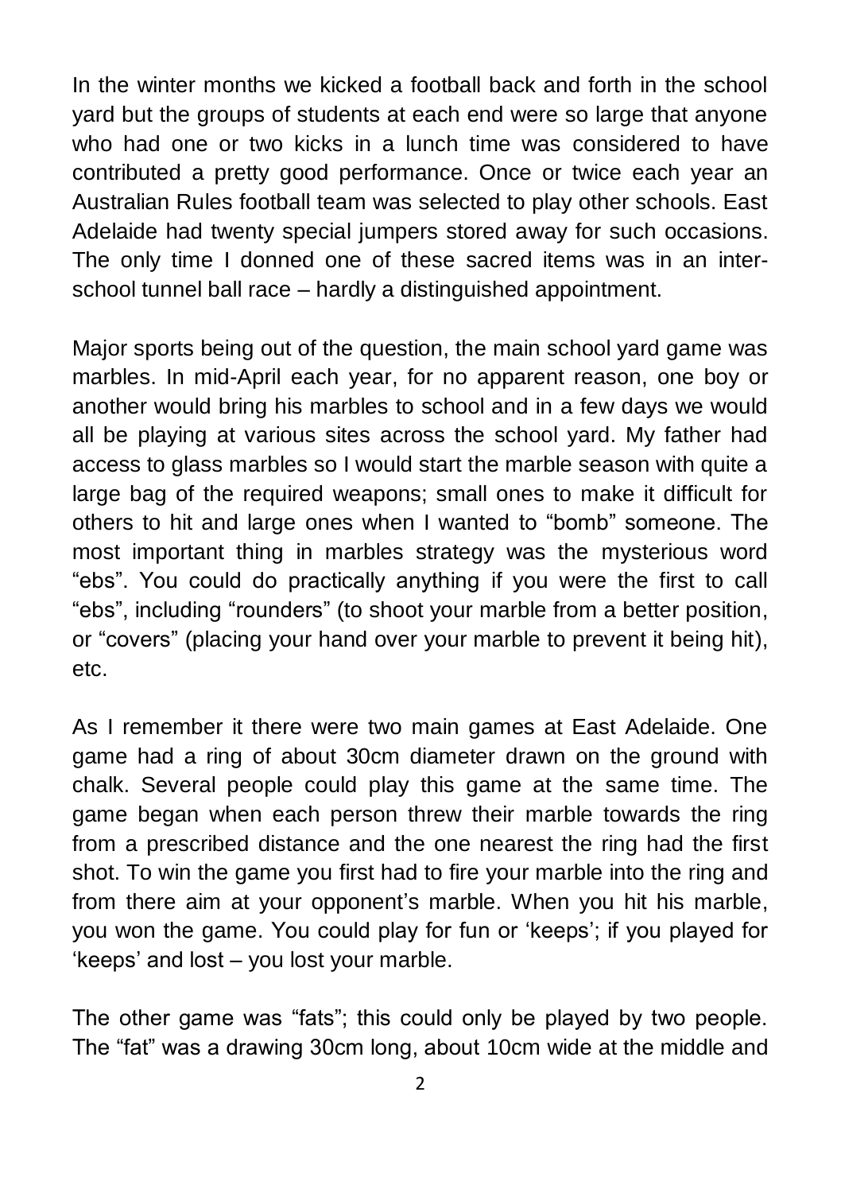In the winter months we kicked a football back and forth in the school yard but the groups of students at each end were so large that anyone who had one or two kicks in a lunch time was considered to have contributed a pretty good performance. Once or twice each year an Australian Rules football team was selected to play other schools. East Adelaide had twenty special jumpers stored away for such occasions. The only time I donned one of these sacred items was in an inter-school tunnel ball race – hardly a distinguished appointment.

Major sports being out of the question, the main school yard game was marbles. In mid-April each year, for no apparent reason, one boy or another would bring his marbles to school and in a few days we would all be playing at various sites across the school yard. My father had access to glass marbles so I would start the marble season with quite a large bag of the required weapons; small ones to make it difficult for others to hit and large ones when I wanted to "bomb" someone. The most important thing in marbles strategy was the mysterious word "ebs". You could do practically anything if you were the first to call "ebs", including "rounders" (to shoot your marble from a better position, or "covers" (placing your hand over your marble to prevent it being hit), etc.

As I remember it there were two main games at East Adelaide. One game had a ring of about 30cm diameter drawn on the ground with chalk. Several people could play this game at the same time. The game began when each person threw their marble towards the ring from a prescribed distance and the one nearest the ring had the first shot. To win the game you first had to fire your marble into the ring and from there aim at your opponent's marble. When you hit his marble, you won the game. You could play for fun or 'keeps'; if you played for 'keeps' and lost – you lost your marble.

The other game was "fats"; this could only be played by two people. The "fat" was a drawing 30cm long, about 10cm wide at the middle and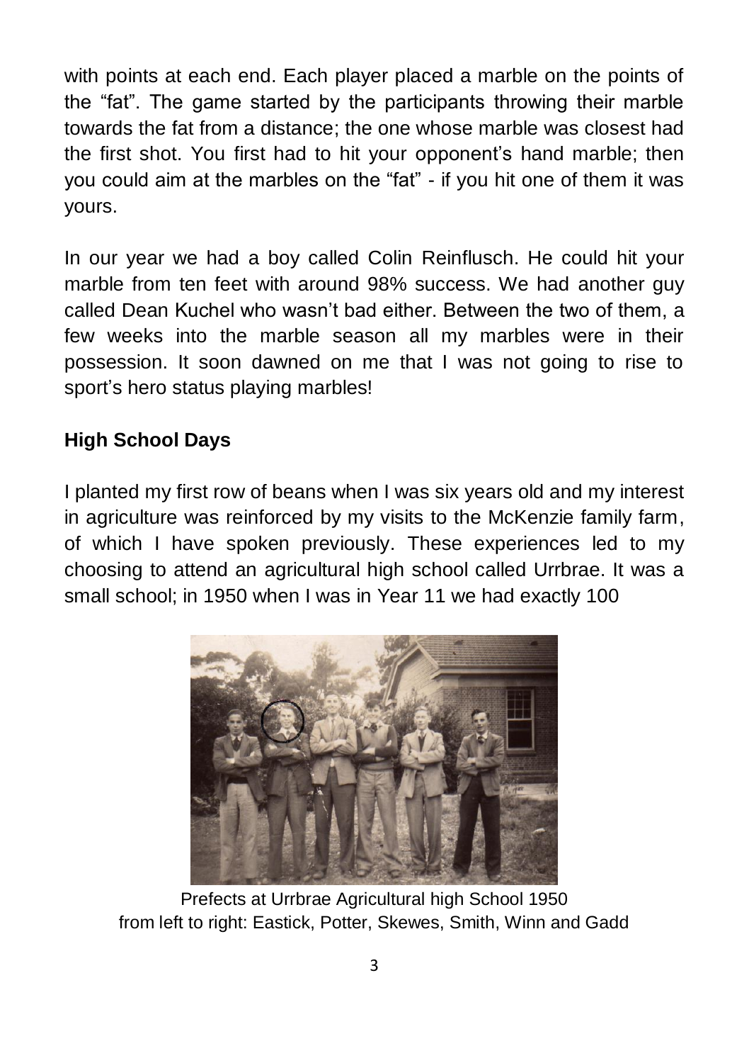with points at each end. Each player placed a marble on the points of the “fat”. The game started by the participants throwing their marble towards the fat from a distance; the one whose marble was closest had the first shot. You first had to hit your opponent’s hand marble; then you could aim at the marbles on the “fat” - if you hit one of them it was yours.

In our year we had a boy called Colin Reinflusch. He could hit your marble from ten feet with around 98% success. We had another guy called Dean Kuchel who wasn’t bad either. Between the two of them, a few weeks into the marble season all my marbles were in their possession. It soon dawned on me that I was not going to rise to sport’s hero status playing marbles!

## High School Days

I planted my first row of beans when I was six years old and my interest in agriculture was reinforced by my visits to the McKenzie family farm, of which I have spoken previously. These experiences led to my choosing to attend an agricultural high school called Urrbrae. It was a small school; in 1950 when I was in Year 11 we had exactly 100

Prefects at Urrbrae Agricultural high School 1950
from left to right: Eastick, Potter, Skewes, Smith, Winn and Gadd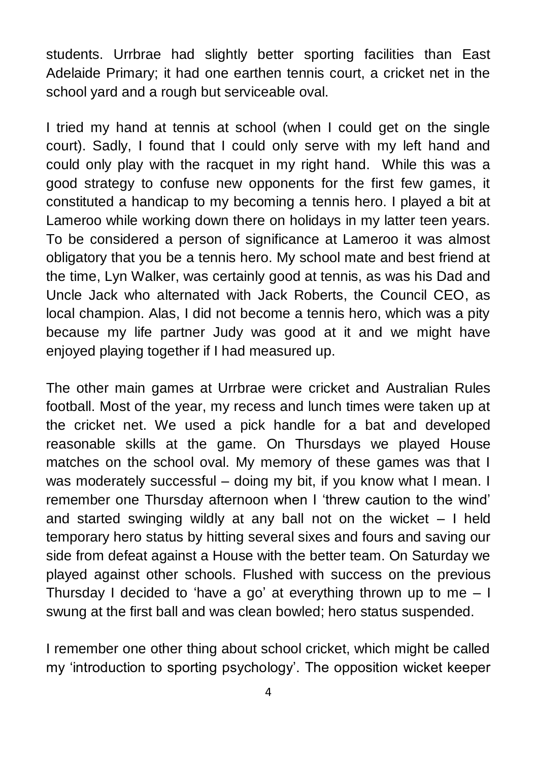students. Urrbrae had slightly better sporting facilities than East Adelaide Primary; it had one earthen tennis court, a cricket net in the school yard and a rough but serviceable oval.

I tried my hand at tennis at school (when I could get on the single court). Sadly, I found that I could only serve with my left hand and could only play with the racquet in my right hand. While this was a good strategy to confuse new opponents for the first few games, it constituted a handicap to my becoming a tennis hero. I played a bit at Lameroo while working down there on holidays in my latter teen years. To be considered a person of significance at Lameroo it was almost obligatory that you be a tennis hero. My school mate and best friend at the time, Lyn Walker, was certainly good at tennis, as was his Dad and Uncle Jack who alternated with Jack Roberts, the Council CEO, as local champion. Alas, I did not become a tennis hero, which was a pity because my life partner Judy was good at it and we might have enjoyed playing together if I had measured up.

The other main games at Urrbrae were cricket and Australian Rules football. Most of the year, my recess and lunch times were taken up at the cricket net. We used a pick handle for a bat and developed reasonable skills at the game. On Thursdays we played House matches on the school oval. My memory of these games was that I was moderately successful – doing my bit, if you know what I mean. I remember one Thursday afternoon when I 'threw caution to the wind' and started swinging wildly at any ball not on the wicket – I held temporary hero status by hitting several sixes and fours and saving our side from defeat against a House with the better team. On Saturday we played against other schools. Flushed with success on the previous Thursday I decided to 'have a go' at everything thrown up to me – I swung at the first ball and was clean bowled; hero status suspended.

I remember one other thing about school cricket, which might be called my 'introduction to sporting psychology'. The opposition wicket keeper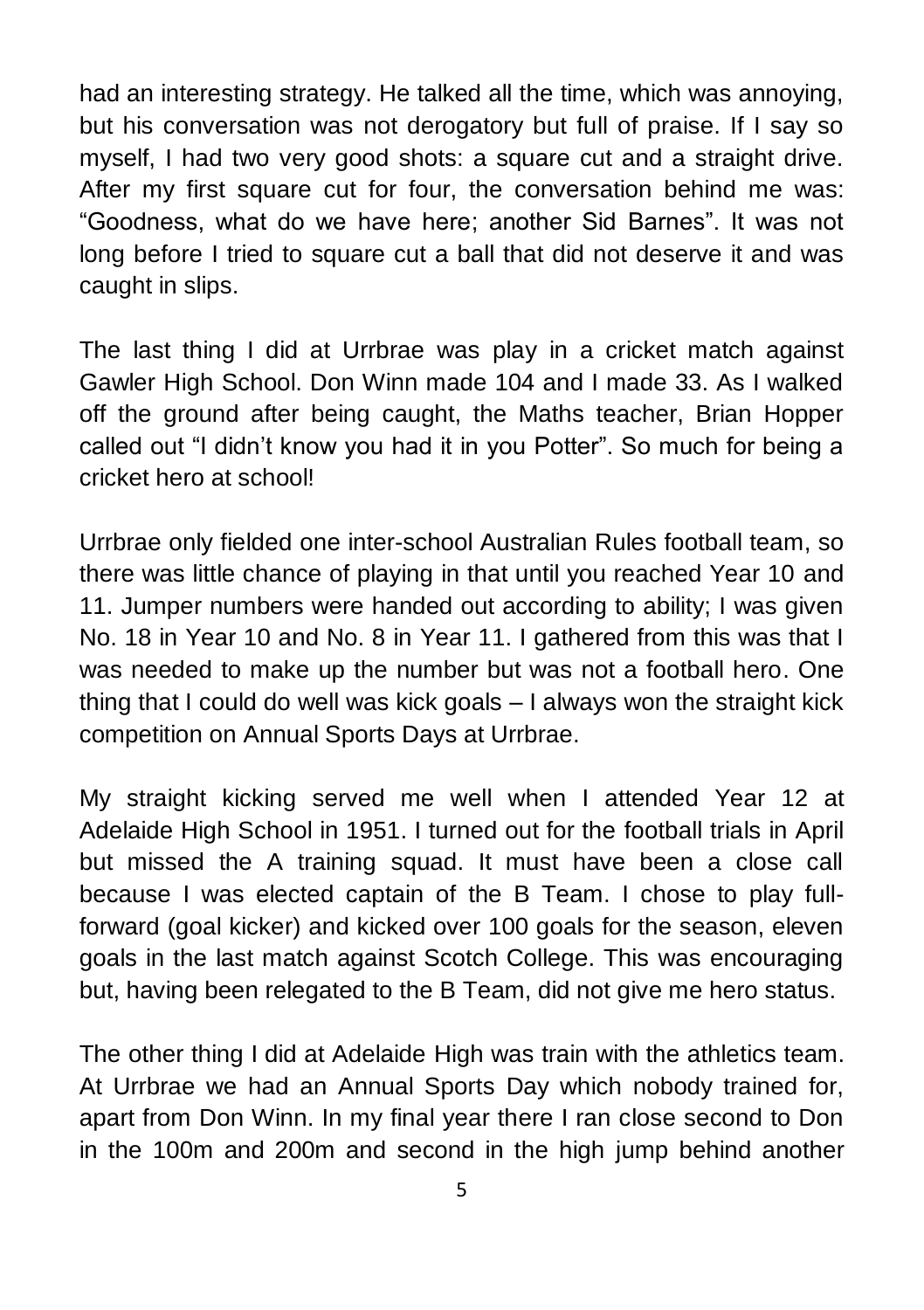had an interesting strategy. He talked all the time, which was annoying, but his conversation was not derogatory but full of praise. If I say so myself, I had two very good shots: a square cut and a straight drive. After my first square cut for four, the conversation behind me was: "Goodness, what do we have here; another Sid Barnes". It was not long before I tried to square cut a ball that did not deserve it and was caught in slips.

The last thing I did at Urrbrae was play in a cricket match against Gawler High School. Don Winn made 104 and I made 33. As I walked off the ground after being caught, the Maths teacher, Brian Hopper called out "I didn't know you had it in you Potter". So much for being a cricket hero at school!

Urrbrae only fielded one inter-school Australian Rules football team, so there was little chance of playing in that until you reached Year 10 and 11. Jumper numbers were handed out according to ability; I was given No. 18 in Year 10 and No. 8 in Year 11. I gathered from this was that I was needed to make up the number but was not a football hero. One thing that I could do well was kick goals – I always won the straight kick competition on Annual Sports Days at Urrbrae.

My straight kicking served me well when I attended Year 12 at Adelaide High School in 1951. I turned out for the football trials in April but missed the A training squad. It must have been a close call because I was elected captain of the B Team. I chose to play full-forward (goal kicker) and kicked over 100 goals for the season, eleven goals in the last match against Scotch College. This was encouraging but, having been relegated to the B Team, did not give me hero status.

The other thing I did at Adelaide High was train with the athletics team. At Urrbrae we had an Annual Sports Day which nobody trained for, apart from Don Winn. In my final year there I ran close second to Don in the 100m and 200m and second in the high jump behind another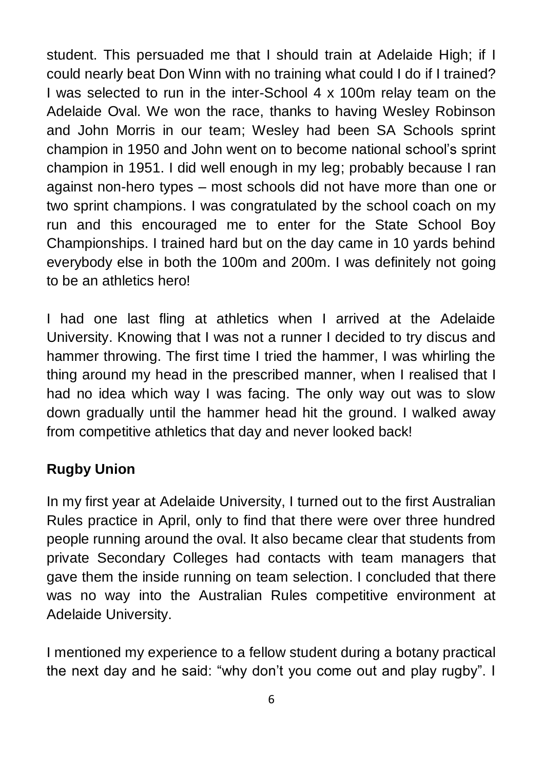student. This persuaded me that I should train at Adelaide High; if I could nearly beat Don Winn with no training what could I do if I trained? I was selected to run in the inter-School 4 x 100m relay team on the Adelaide Oval. We won the race, thanks to having Wesley Robinson and John Morris in our team; Wesley had been SA Schools sprint champion in 1950 and John went on to become national school's sprint champion in 1951. I did well enough in my leg; probably because I ran against non-hero types – most schools did not have more than one or two sprint champions. I was congratulated by the school coach on my run and this encouraged me to enter for the State School Boy Championships. I trained hard but on the day came in 10 yards behind everybody else in both the 100m and 200m. I was definitely not going to be an athletics hero!

I had one last fling at athletics when I arrived at the Adelaide University. Knowing that I was not a runner I decided to try discus and hammer throwing. The first time I tried the hammer, I was whirling the thing around my head in the prescribed manner, when I realised that I had no idea which way I was facing. The only way out was to slow down gradually until the hammer head hit the ground. I walked away from competitive athletics that day and never looked back!

## Rugby Union

In my first year at Adelaide University, I turned out to the first Australian Rules practice in April, only to find that there were over three hundred people running around the oval. It also became clear that students from private Secondary Colleges had contacts with team managers that gave them the inside running on team selection. I concluded that there was no way into the Australian Rules competitive environment at Adelaide University.

I mentioned my experience to a fellow student during a botany practical the next day and he said: "why don't you come out and play rugby". I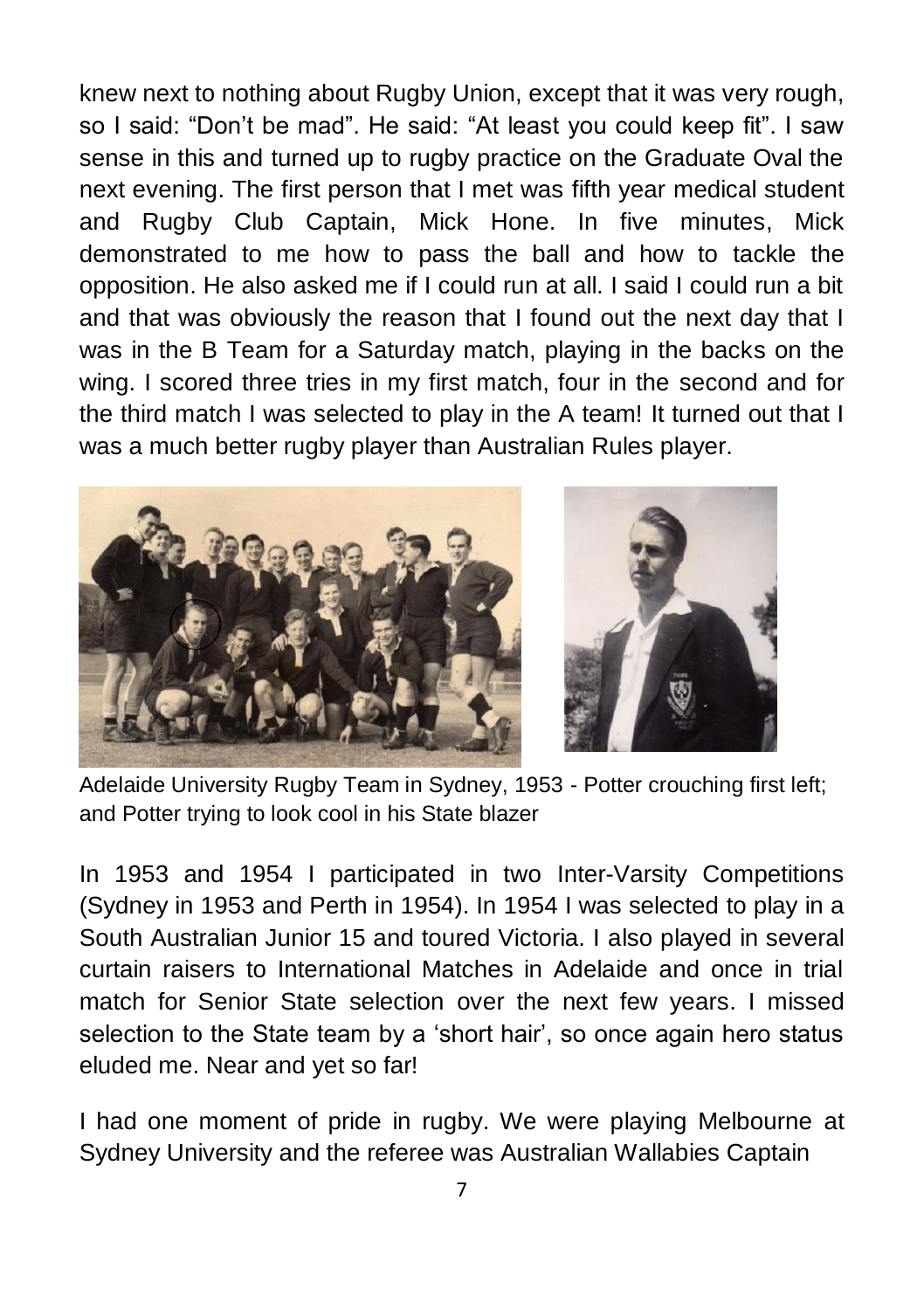knew next to nothing about Rugby Union, except that it was very rough, so I said: "Don't be mad". He said: "At least you could keep fit". I saw sense in this and turned up to rugby practice on the Graduate Oval the next evening. The first person that I met was fifth year medical student and Rugby Club Captain, Mick Hone. In five minutes, Mick demonstrated to me how to pass the ball and how to tackle the opposition. He also asked me if I could run at all. I said I could run a bit and that was obviously the reason that I found out the next day that I was in the B Team for a Saturday match, playing in the backs on the wing. I scored three tries in my first match, four in the second and for the third match I was selected to play in the A team! It turned out that I was a much better rugby player than Australian Rules player.

Adelaide University Rugby Team in Sydney, 1953 - Potter crouching first left; and Potter trying to look cool in his State blazer

In 1953 and 1954 I participated in two Inter-Varsity Competitions (Sydney in 1953 and Perth in 1954). In 1954 I was selected to play in a South Australian Junior 15 and toured Victoria. I also played in several curtain raisers to International Matches in Adelaide and once in trial match for Senior State selection over the next few years. I missed selection to the State team by a 'short hair', so once again hero status eluded me. Near and yet so far!

I had one moment of pride in rugby. We were playing Melbourne at Sydney University and the referee was Australian Wallabies Captain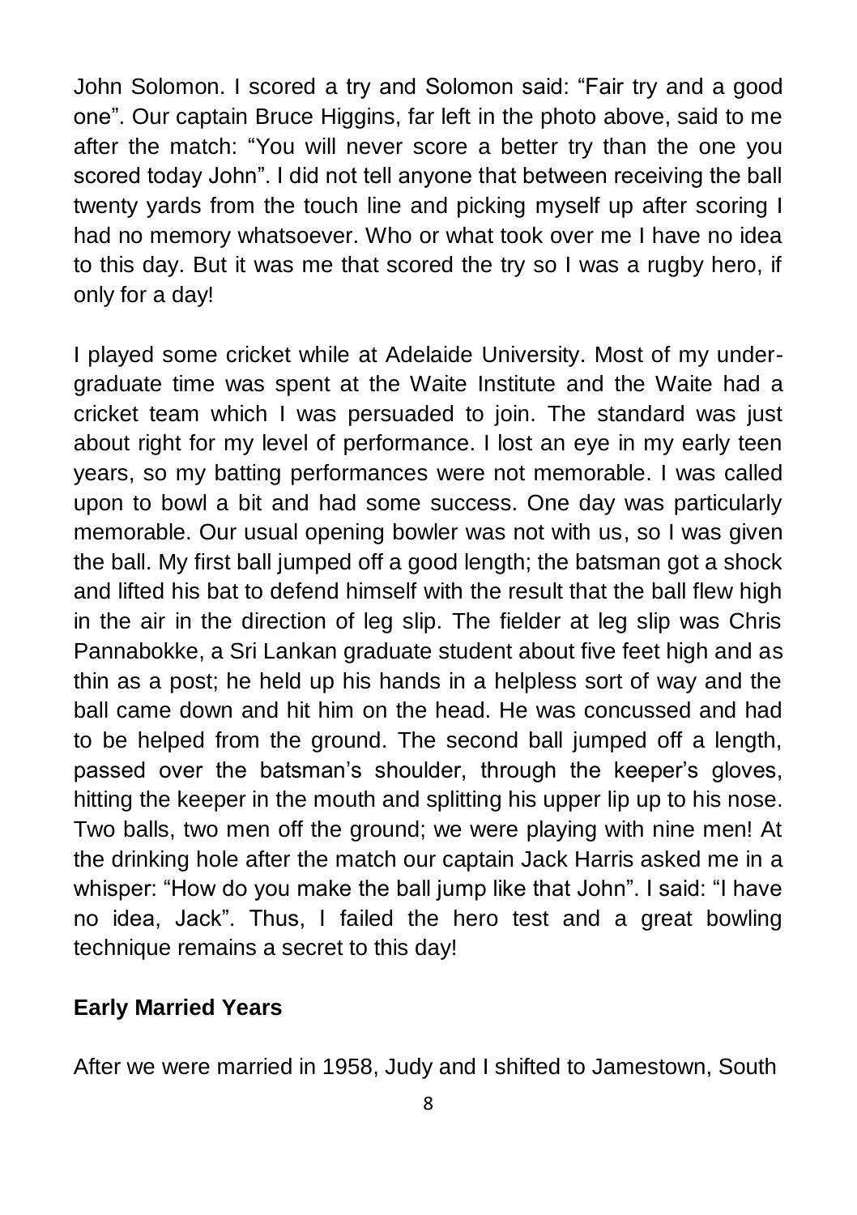John Solomon. I scored a try and Solomon said: "Fair try and a good one". Our captain Bruce Higgins, far left in the photo above, said to me after the match: "You will never score a better try than the one you scored today John". I did not tell anyone that between receiving the ball twenty yards from the touch line and picking myself up after scoring I had no memory whatsoever. Who or what took over me I have no idea to this day. But it was me that scored the try so I was a rugby hero, if only for a day!

I played some cricket while at Adelaide University. Most of my under-graduate time was spent at the Waite Institute and the Waite had a cricket team which I was persuaded to join. The standard was just about right for my level of performance. I lost an eye in my early teen years, so my batting performances were not memorable. I was called upon to bowl a bit and had some success. One day was particularly memorable. Our usual opening bowler was not with us, so I was given the ball. My first ball jumped off a good length; the batsman got a shock and lifted his bat to defend himself with the result that the ball flew high in the air in the direction of leg slip. The fielder at leg slip was Chris Pannabokke, a Sri Lankan graduate student about five feet high and as thin as a post; he held up his hands in a helpless sort of way and the ball came down and hit him on the head. He was concussed and had to be helped from the ground. The second ball jumped off a length, passed over the batsman's shoulder, through the keeper's gloves, hitting the keeper in the mouth and splitting his upper lip up to his nose. Two balls, two men off the ground; we were playing with nine men! At the drinking hole after the match our captain Jack Harris asked me in a whisper: "How do you make the ball jump like that John". I said: "I have no idea, Jack". Thus, I failed the hero test and a great bowling technique remains a secret to this day!

## Early Married Years

After we were married in 1958, Judy and I shifted to Jamestown, South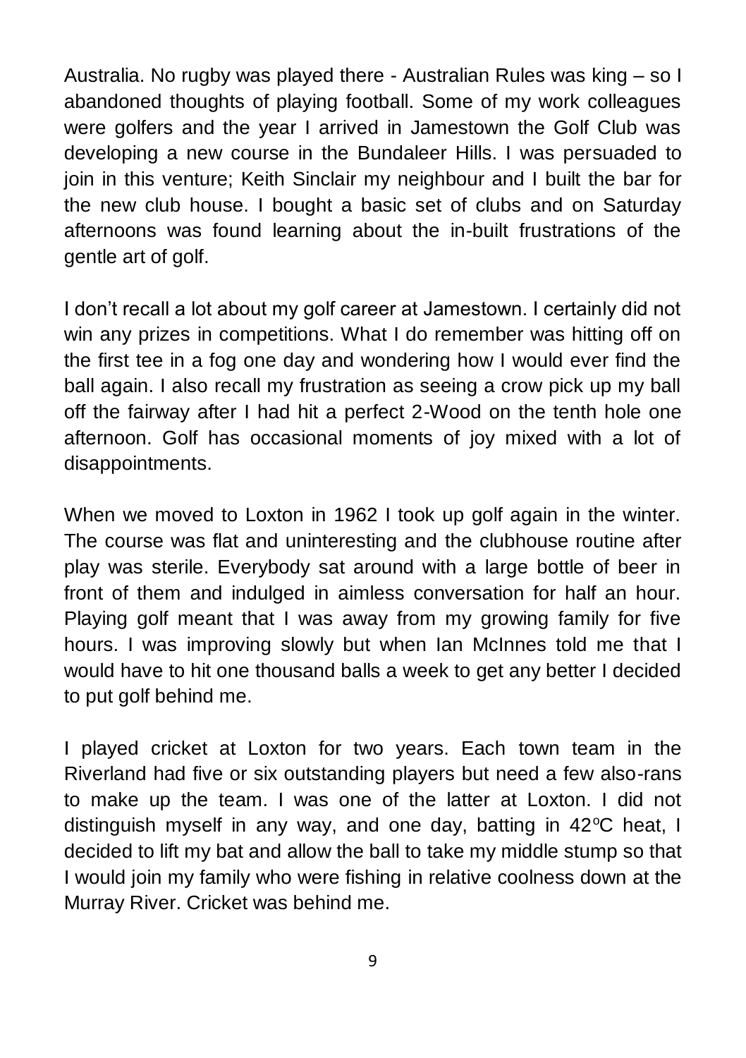Australia. No rugby was played there - Australian Rules was king – so I abandoned thoughts of playing football. Some of my work colleagues were golfers and the year I arrived in Jamestown the Golf Club was developing a new course in the Bundaleer Hills. I was persuaded to join in this venture; Keith Sinclair my neighbour and I built the bar for the new club house. I bought a basic set of clubs and on Saturday afternoons was found learning about the in-built frustrations of the gentle art of golf.

I don't recall a lot about my golf career at Jamestown. I certainly did not win any prizes in competitions. What I do remember was hitting off on the first tee in a fog one day and wondering how I would ever find the ball again. I also recall my frustration as seeing a crow pick up my ball off the fairway after I had hit a perfect 2-Wood on the tenth hole one afternoon. Golf has occasional moments of joy mixed with a lot of disappointments.

When we moved to Loxton in 1962 I took up golf again in the winter. The course was flat and uninteresting and the clubhouse routine after play was sterile. Everybody sat around with a large bottle of beer in front of them and indulged in aimless conversation for half an hour. Playing golf meant that I was away from my growing family for five hours. I was improving slowly but when Ian McInnes told me that I would have to hit one thousand balls a week to get any better I decided to put golf behind me.

I played cricket at Loxton for two years. Each town team in the Riverland had five or six outstanding players but need a few also-rans to make up the team. I was one of the latter at Loxton. I did not distinguish myself in any way, and one day, batting in 42ºC heat, I decided to lift my bat and allow the ball to take my middle stump so that I would join my family who were fishing in relative coolness down at the Murray River. Cricket was behind me.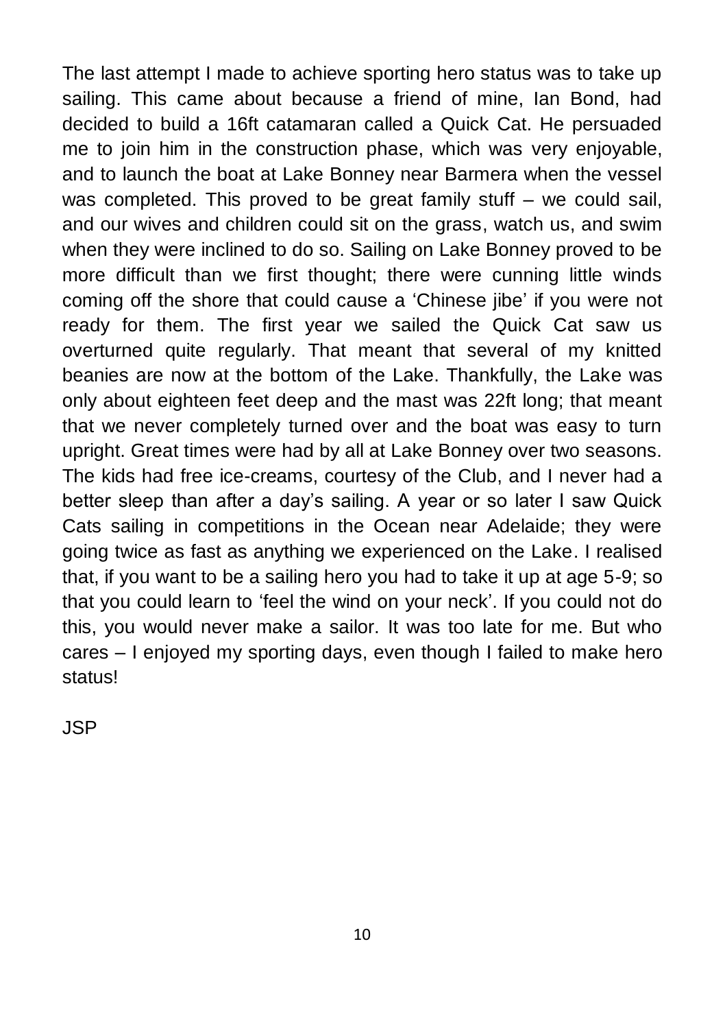The last attempt I made to achieve sporting hero status was to take up sailing. This came about because a friend of mine, Ian Bond, had decided to build a 16ft catamaran called a Quick Cat. He persuaded me to join him in the construction phase, which was very enjoyable, and to launch the boat at Lake Bonney near Barmera when the vessel was completed. This proved to be great family stuff – we could sail, and our wives and children could sit on the grass, watch us, and swim when they were inclined to do so. Sailing on Lake Bonney proved to be more difficult than we first thought; there were cunning little winds coming off the shore that could cause a 'Chinese jibe' if you were not ready for them. The first year we sailed the Quick Cat saw us overturned quite regularly. That meant that several of my knitted beanies are now at the bottom of the Lake. Thankfully, the Lake was only about eighteen feet deep and the mast was 22ft long; that meant that we never completely turned over and the boat was easy to turn upright. Great times were had by all at Lake Bonney over two seasons. The kids had free ice-creams, courtesy of the Club, and I never had a better sleep than after a day's sailing. A year or so later I saw Quick Cats sailing in competitions in the Ocean near Adelaide; they were going twice as fast as anything we experienced on the Lake. I realised that, if you want to be a sailing hero you had to take it up at age 5-9; so that you could learn to 'feel the wind on your neck'. If you could not do this, you would never make a sailor. It was too late for me. But who cares – I enjoyed my sporting days, even though I failed to make hero status!

JSP